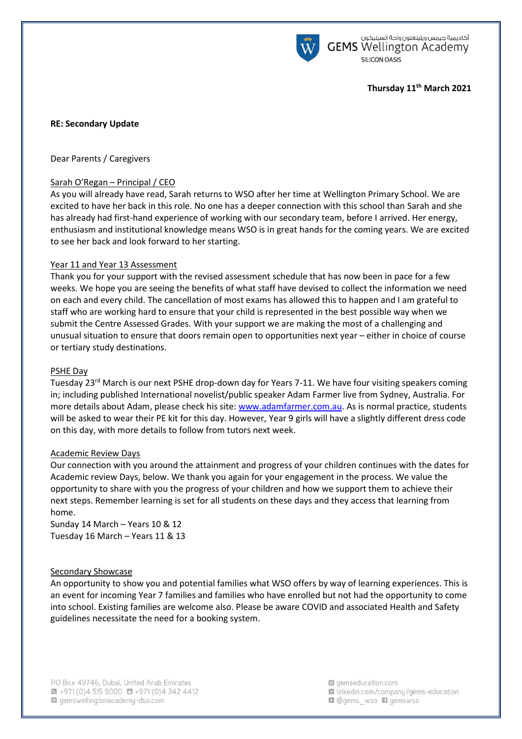أكاديمية جيمس ويلينغتون واحة السيليكون
GEMS Wellington Academy
SILICON OASIS

**Thursday 11th March 2021**

**RE: Secondary Update**

Dear Parents / Caregivers

Sarah O'Regan – Principal / CEO

As you will already have read, Sarah returns to WSO after her time at Wellington Primary School. We are excited to have her back in this role. No one has a deeper connection with this school than Sarah and she has already had first-hand experience of working with our secondary team, before I arrived. Her energy, enthusiasm and institutional knowledge means WSO is in great hands for the coming years. We are excited to see her back and look forward to her starting.

Year 11 and Year 13 Assessment

Thank you for your support with the revised assessment schedule that has now been in pace for a few weeks. We hope you are seeing the benefits of what staff have devised to collect the information we need on each and every child. The cancellation of most exams has allowed this to happen and I am grateful to staff who are working hard to ensure that your child is represented in the best possible way when we submit the Centre Assessed Grades. With your support we are making the most of a challenging and unusual situation to ensure that doors remain open to opportunities next year – either in choice of course or tertiary study destinations.

PSHE Day

Tuesday 23rd March is our next PSHE drop-down day for Years 7-11. We have four visiting speakers coming in; including published International novelist/public speaker Adam Farmer live from Sydney, Australia. For more details about Adam, please check his site: www.adamfarmer.com.au. As is normal practice, students will be asked to wear their PE kit for this day. However, Year 9 girls will have a slightly different dress code on this day, with more details to follow from tutors next week.

Academic Review Days

Our connection with you around the attainment and progress of your children continues with the dates for Academic review Days, below. We thank you again for your engagement in the process. We value the opportunity to share with you the progress of your children and how we support them to achieve their next steps. Remember learning is set for all students on these days and they access that learning from home.

Sunday 14 March – Years 10 & 12
Tuesday 16 March – Years 11 & 13

Secondary Showcase

An opportunity to show you and potential families what WSO offers by way of learning experiences. This is an event for incoming Year 7 families and families who have enrolled but not had the opportunity to come into school. Existing families are welcome also. Please be aware COVID and associated Health and Safety guidelines necessitate the need for a booking system.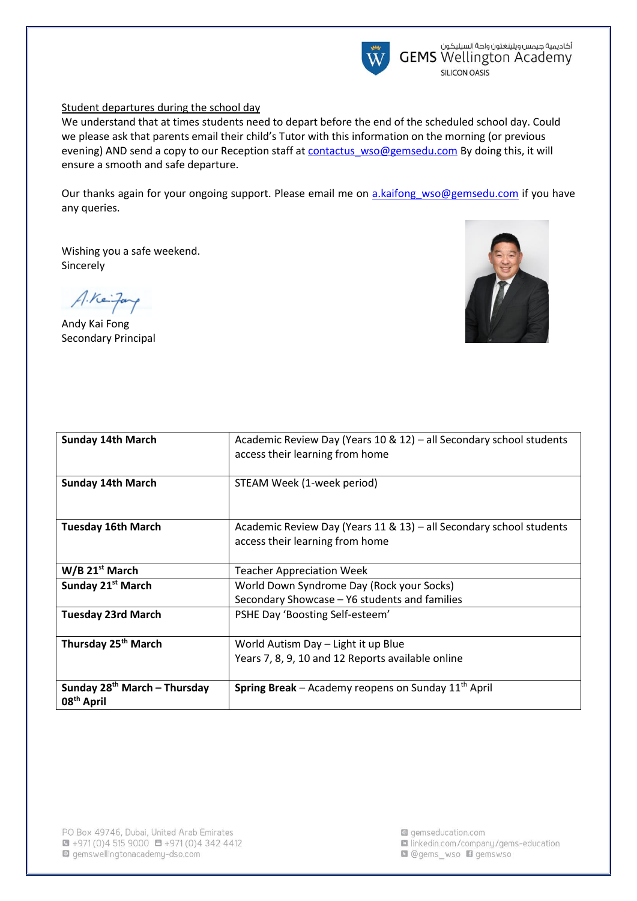Student departures during the school day

We understand that at times students need to depart before the end of the scheduled school day. Could we please ask that parents email their child's Tutor with this information on the morning (or previous evening) AND send a copy to our Reception staff at contactus_wso@gemsedu.com By doing this, it will ensure a smooth and safe departure.

Our thanks again for your ongoing support. Please email me on a.kaifong_wso@gemsedu.com if you have any queries.

Wishing you a safe weekend.
Sincerely

Andy Kai Fong
Secondary Principal

| | |
|---|---|
| **Sunday 14th March** | Academic Review Day (Years 10 & 12) – all Secondary school students access their learning from home |
| **Sunday 14th March** | STEAM Week (1-week period) |
| **Tuesday 16th March** | Academic Review Day (Years 11 & 13) – all Secondary school students access their learning from home |
| **W/B 21st March** | Teacher Appreciation Week |
| **Sunday 21st March** | World Down Syndrome Day (Rock your Socks)<br>Secondary Showcase – Y6 students and families |
| **Tuesday 23rd March** | PSHE Day 'Boosting Self-esteem' |
| **Thursday 25th March** | World Autism Day – Light it up Blue<br>Years 7, 8, 9, 10 and 12 Reports available online |
| **Sunday 28th March – Thursday 08th April** | **Spring Break** – Academy reopens on Sunday 11th April |